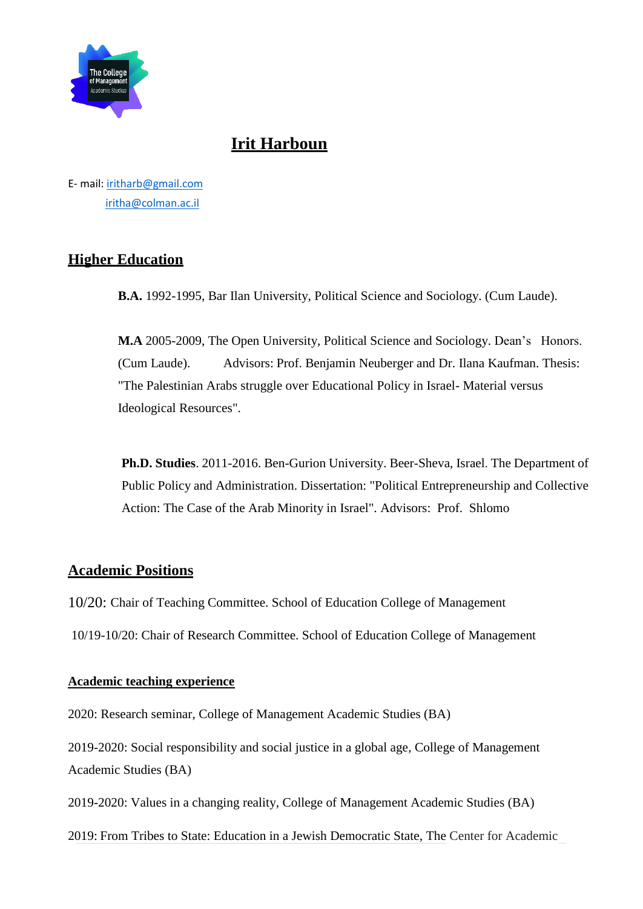# Irit Harboun

E- mail: iritharb@gmail.com
iritha@colman.ac.il

## Higher Education

**B.A.** 1992-1995, Bar Ilan University, Political Science and Sociology. (Cum Laude).

**M.A** 2005-2009, The Open University, Political Science and Sociology. Dean's Honors. (Cum Laude). Advisors: Prof. Benjamin Neuberger and Dr. Ilana Kaufman. Thesis: "The Palestinian Arabs struggle over Educational Policy in Israel- Material versus Ideological Resources".

**Ph.D. Studies**. 2011-2016. Ben-Gurion University. Beer-Sheva, Israel. The Department of Public Policy and Administration. Dissertation: "Political Entrepreneurship and Collective Action: The Case of the Arab Minority in Israel". Advisors: Prof. Shlomo

## Academic Positions

10/20: Chair of Teaching Committee. School of Education College of Management

10/19-10/20: Chair of Research Committee. School of Education College of Management

### Academic teaching experience

2020: Research seminar, College of Management Academic Studies (BA)

2019-2020: Social responsibility and social justice in a global age, College of Management Academic Studies (BA)

2019-2020: Values in a changing reality, College of Management Academic Studies (BA)

2019: From Tribes to State: Education in a Jewish Democratic State, The Center for Academic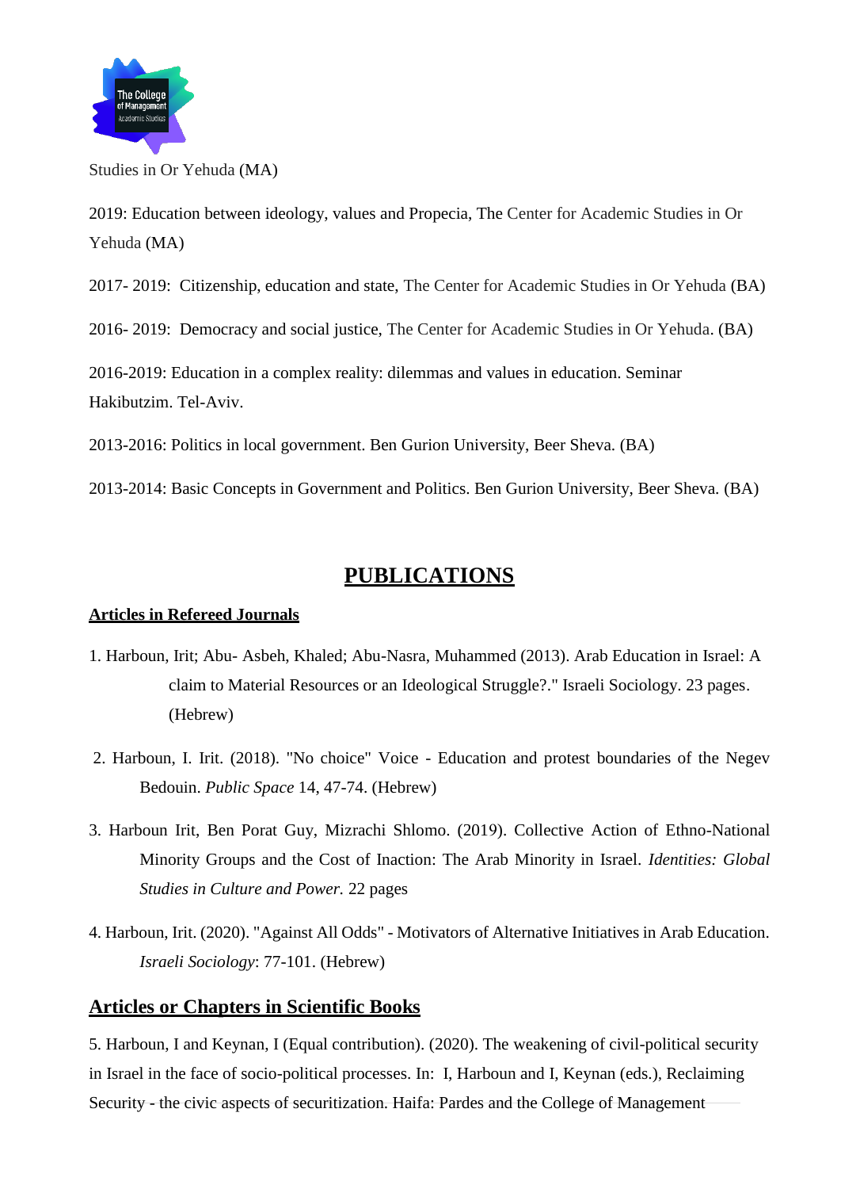Studies in Or Yehuda (MA)

2019: Education between ideology, values and Propecia, The Center for Academic Studies in Or Yehuda (MA)

2017- 2019: Citizenship, education and state, The Center for Academic Studies in Or Yehuda (BA)

2016- 2019: Democracy and social justice, The Center for Academic Studies in Or Yehuda. (BA)

2016-2019: Education in a complex reality: dilemmas and values in education. Seminar Hakibutzim. Tel-Aviv.

2013-2016: Politics in local government. Ben Gurion University, Beer Sheva. (BA)

2013-2014: Basic Concepts in Government and Politics. Ben Gurion University, Beer Sheva. (BA)

# PUBLICATIONS

## Articles in Refereed Journals

1. Harboun, Irit; Abu- Asbeh, Khaled; Abu-Nasra, Muhammed (2013). Arab Education in Israel: A claim to Material Resources or an Ideological Struggle?." Israeli Sociology. 23 pages. (Hebrew)

2. Harboun, I. Irit. (2018). "No choice" Voice - Education and protest boundaries of the Negev Bedouin. *Public Space* 14, 47-74. (Hebrew)

3. Harboun Irit, Ben Porat Guy, Mizrachi Shlomo. (2019). Collective Action of Ethno-National Minority Groups and the Cost of Inaction: The Arab Minority in Israel. *Identities: Global Studies in Culture and Power.* 22 pages

4. Harboun, Irit. (2020). "Against All Odds" - Motivators of Alternative Initiatives in Arab Education. *Israeli Sociology*: 77-101. (Hebrew)

## Articles or Chapters in Scientific Books

5. Harboun, I and Keynan, I (Equal contribution). (2020). The weakening of civil-political security in Israel in the face of socio-political processes. In: I, Harboun and I, Keynan (eds.), Reclaiming Security - the civic aspects of securitization. Haifa: Pardes and the College of Management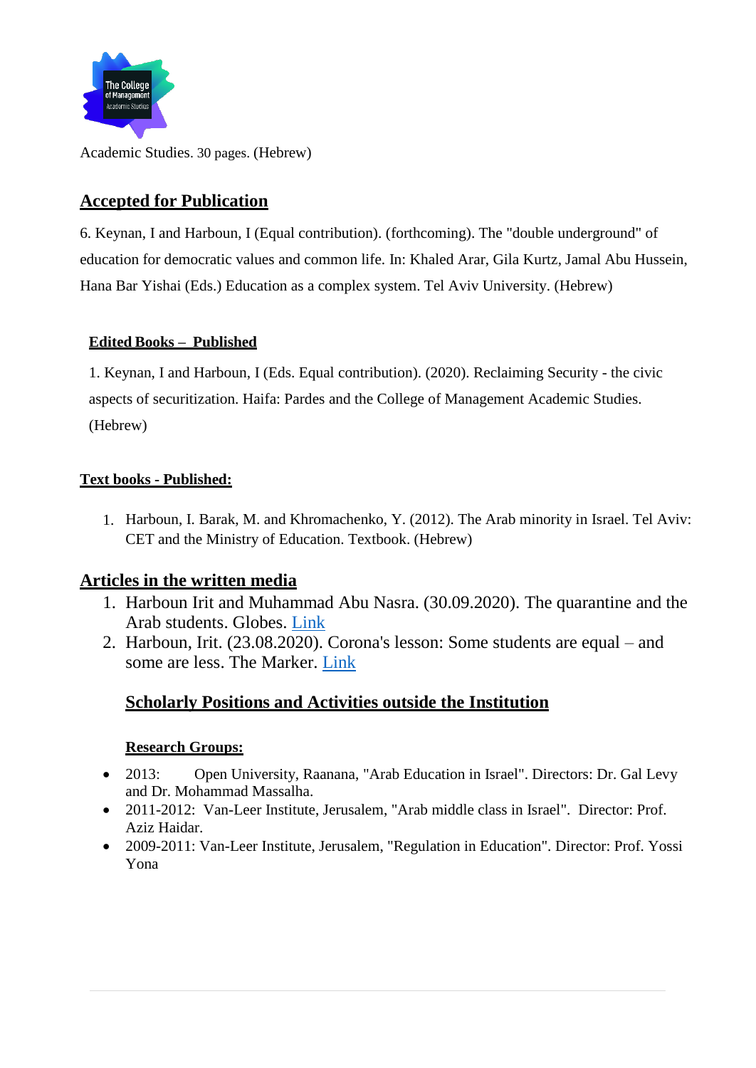Academic Studies. 30 pages. (Hebrew)

## Accepted for Publication

6. Keynan, I and Harboun, I (Equal contribution). (forthcoming). The "double underground" of education for democratic values and common life. In: Khaled Arar, Gila Kurtz, Jamal Abu Hussein, Hana Bar Yishai (Eds.) Education as a complex system. Tel Aviv University. (Hebrew)

### Edited Books – Published

1. Keynan, I and Harboun, I (Eds. Equal contribution). (2020). Reclaiming Security - the civic aspects of securitization. Haifa: Pardes and the College of Management Academic Studies. (Hebrew)

### Text books - Published:

1. Harboun, I. Barak, M. and Khromachenko, Y. (2012). The Arab minority in Israel. Tel Aviv: CET and the Ministry of Education. Textbook. (Hebrew)

## Articles in the written media

1. Harboun Irit and Muhammad Abu Nasra. (30.09.2020). The quarantine and the Arab students. Globes. Link
2. Harboun, Irit. (23.08.2020). Corona's lesson: Some students are equal – and some are less. The Marker. Link

## Scholarly Positions and Activities outside the Institution

### Research Groups:

- 2013: Open University, Raanana, "Arab Education in Israel". Directors: Dr. Gal Levy and Dr. Mohammad Massalha.
- 2011-2012: Van-Leer Institute, Jerusalem, "Arab middle class in Israel". Director: Prof. Aziz Haidar.
- 2009-2011: Van-Leer Institute, Jerusalem, "Regulation in Education". Director: Prof. Yossi Yona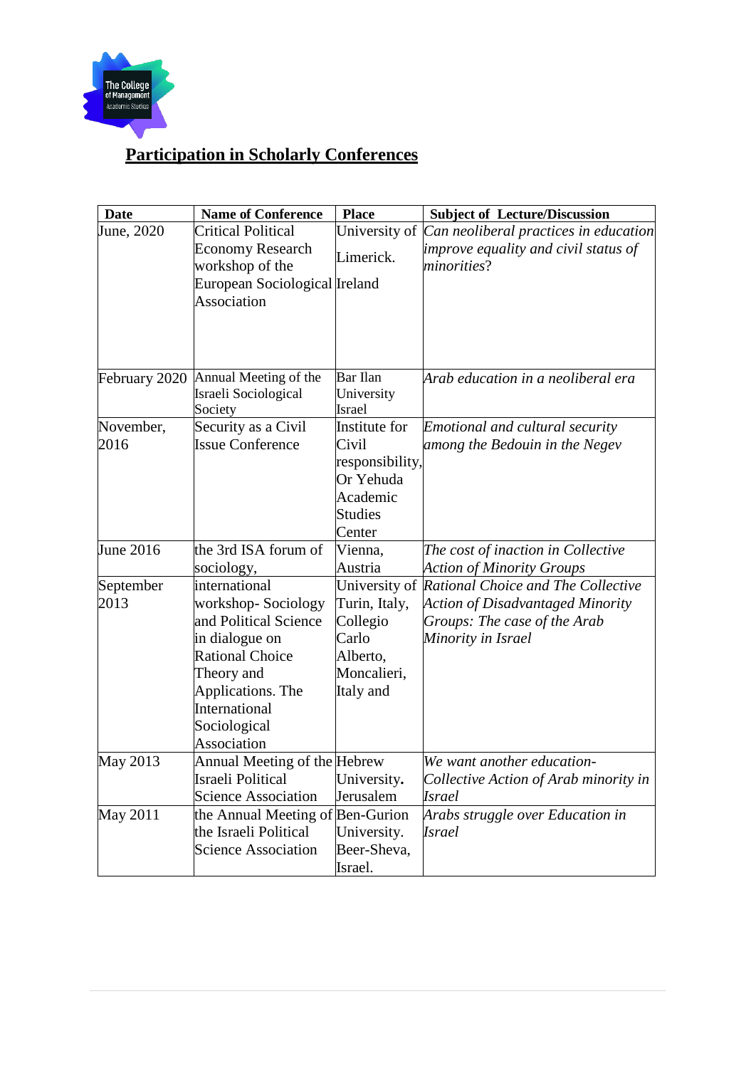## Participation in Scholarly Conferences

| Date | Name of Conference | Place | Subject of Lecture/Discussion |
|---|---|---|---|
| June, 2020 | Critical Political Economy Research workshop of the European Sociological Association | University of Limerick. Ireland | *Can neoliberal practices in education improve equality and civil status of minorities*? |
| February 2020 | Annual Meeting of the Israeli Sociological Society | Bar Ilan University Israel | *Arab education in a neoliberal era* |
| November, 2016 | Security as a Civil Issue Conference | Institute for Civil responsibility, Or Yehuda Academic Studies Center | *Emotional and cultural security among the Bedouin in the Negev* |
| June 2016 | the 3rd ISA forum of sociology, | Vienna, Austria | *The cost of inaction in Collective Action of Minority Groups* |
| September 2013 | international workshop- Sociology and Political Science in dialogue on Rational Choice Theory and Applications. The International Sociological Association | University of Turin, Italy, Collegio Carlo Alberto, Moncalieri, Italy and | *Rational Choice and The Collective Action of Disadvantaged Minority Groups: The case of the Arab Minority in Israel* |
| May 2013 | Annual Meeting of the Israeli Political Science Association | Hebrew University. Jerusalem | *We want another education- Collective Action of Arab minority in Israel* |
| May 2011 | the Annual Meeting of the Israeli Political Science Association | Ben-Gurion University. Beer-Sheva, Israel. | *Arabs struggle over Education in Israel* |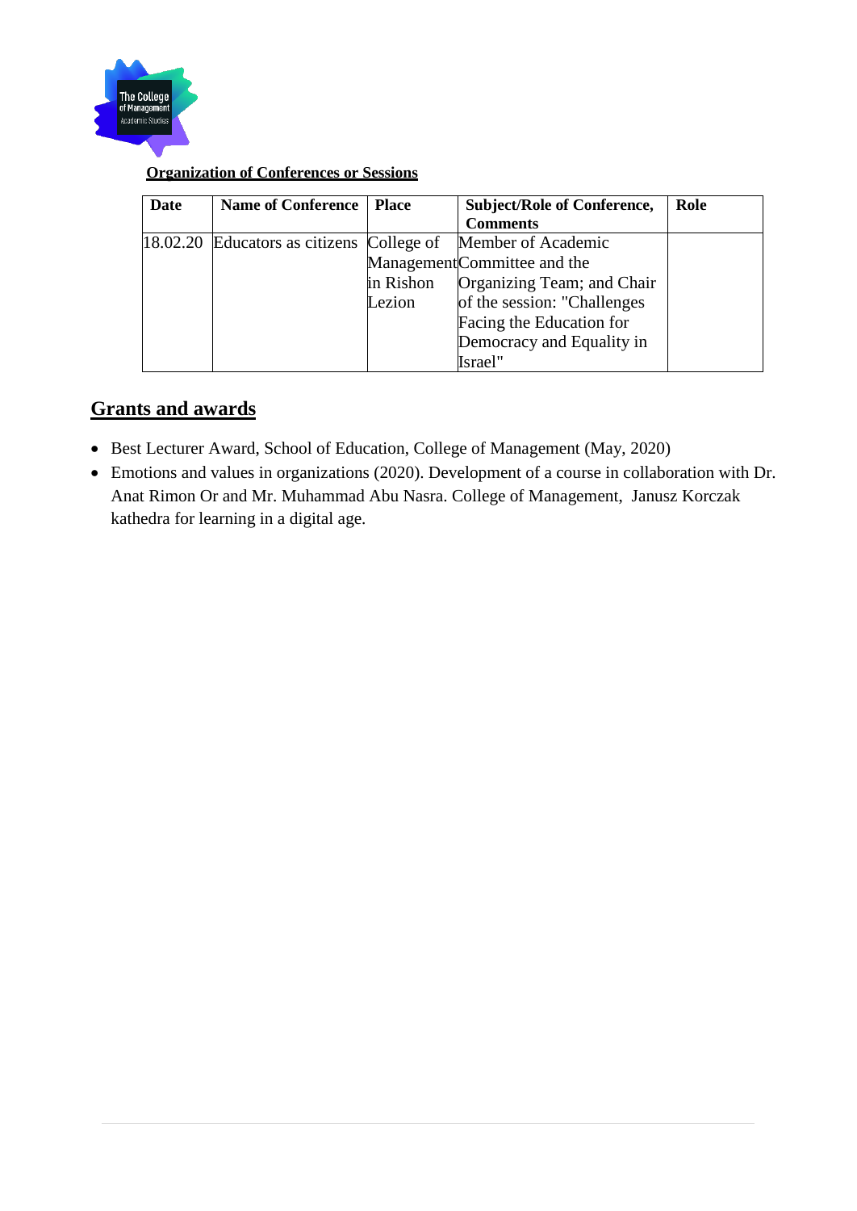**Organization of Conferences or Sessions**

| Date | Name of Conference | Place | Subject/Role of Conference, Comments | Role |
|---|---|---|---|---|
| 18.02.20 | Educators as citizens | College of Management in Rishon Lezion | Member of Academic Committee and the Organizing Team; and Chair of the session: "Challenges Facing the Education for Democracy and Equality in Israel" | |

## Grants and awards

- Best Lecturer Award, School of Education, College of Management (May, 2020)
- Emotions and values in organizations (2020). Development of a course in collaboration with Dr. Anat Rimon Or and Mr. Muhammad Abu Nasra. College of Management, Janusz Korczak kathedra for learning in a digital age.